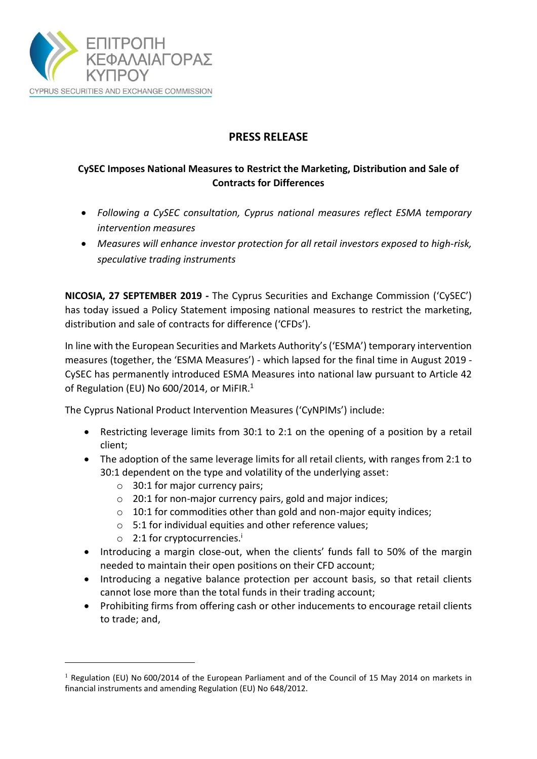ΕΠΙΤΡΟΠΗ ΚΕΦΑΛΑΙΑΓΟΡΑΣ ΚΥΠΡΟΥ

CYPRUS SECURITIES AND EXCHANGE COMMISSION

# PRESS RELEASE

## CySEC Imposes National Measures to Restrict the Marketing, Distribution and Sale of Contracts for Differences

- *Following a CySEC consultation, Cyprus national measures reflect ESMA temporary intervention measures*
- *Measures will enhance investor protection for all retail investors exposed to high-risk, speculative trading instruments*

**NICOSIA, 27 SEPTEMBER 2019 -** The Cyprus Securities and Exchange Commission ('CySEC') has today issued a Policy Statement imposing national measures to restrict the marketing, distribution and sale of contracts for difference ('CFDs').

In line with the European Securities and Markets Authority's ('ESMA') temporary intervention measures (together, the 'ESMA Measures') - which lapsed for the final time in August 2019 - CySEC has permanently introduced ESMA Measures into national law pursuant to Article 42 of Regulation (EU) No 600/2014, or MiFIR.[1]

The Cyprus National Product Intervention Measures ('CyNPIMs') include:

- Restricting leverage limits from 30:1 to 2:1 on the opening of a position by a retail client;
- The adoption of the same leverage limits for all retail clients, with ranges from 2:1 to 30:1 dependent on the type and volatility of the underlying asset:
  - 30:1 for major currency pairs;
  - 20:1 for non-major currency pairs, gold and major indices;
  - 10:1 for commodities other than gold and non-major equity indices;
  - 5:1 for individual equities and other reference values;
  - 2:1 for cryptocurrencies.[i]
- Introducing a margin close-out, when the clients' funds fall to 50% of the margin needed to maintain their open positions on their CFD account;
- Introducing a negative balance protection per account basis, so that retail clients cannot lose more than the total funds in their trading account;
- Prohibiting firms from offering cash or other inducements to encourage retail clients to trade; and,

[1] Regulation (EU) No 600/2014 of the European Parliament and of the Council of 15 May 2014 on markets in financial instruments and amending Regulation (EU) No 648/2012.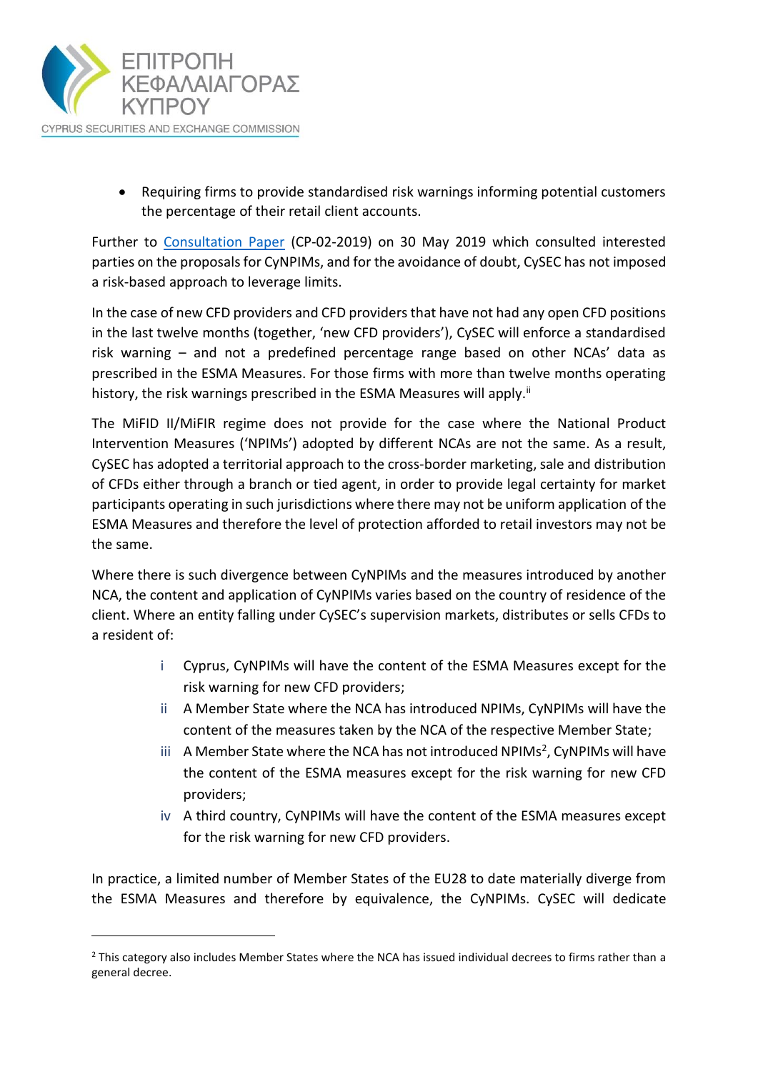- Requiring firms to provide standardised risk warnings informing potential customers the percentage of their retail client accounts.

Further to Consultation Paper (CP-02-2019) on 30 May 2019 which consulted interested parties on the proposals for CyNPIMs, and for the avoidance of doubt, CySEC has not imposed a risk-based approach to leverage limits.

In the case of new CFD providers and CFD providers that have not had any open CFD positions in the last twelve months (together, 'new CFD providers'), CySEC will enforce a standardised risk warning – and not a predefined percentage range based on other NCAs' data as prescribed in the ESMA Measures. For those firms with more than twelve months operating history, the risk warnings prescribed in the ESMA Measures will apply.[ii]

The MiFID II/MiFIR regime does not provide for the case where the National Product Intervention Measures ('NPIMs') adopted by different NCAs are not the same. As a result, CySEC has adopted a territorial approach to the cross-border marketing, sale and distribution of CFDs either through a branch or tied agent, in order to provide legal certainty for market participants operating in such jurisdictions where there may not be uniform application of the ESMA Measures and therefore the level of protection afforded to retail investors may not be the same.

Where there is such divergence between CyNPIMs and the measures introduced by another NCA, the content and application of CyNPIMs varies based on the country of residence of the client. Where an entity falling under CySEC's supervision markets, distributes or sells CFDs to a resident of:

i. Cyprus, CyNPIMs will have the content of the ESMA Measures except for the risk warning for new CFD providers;
ii. A Member State where the NCA has introduced NPIMs, CyNPIMs will have the content of the measures taken by the NCA of the respective Member State;
iii. A Member State where the NCA has not introduced NPIMs[2], CyNPIMs will have the content of the ESMA measures except for the risk warning for new CFD providers;
iv. A third country, CyNPIMs will have the content of the ESMA measures except for the risk warning for new CFD providers.

In practice, a limited number of Member States of the EU28 to date materially diverge from the ESMA Measures and therefore by equivalence, the CyNPIMs. CySEC will dedicate

[2] This category also includes Member States where the NCA has issued individual decrees to firms rather than a general decree.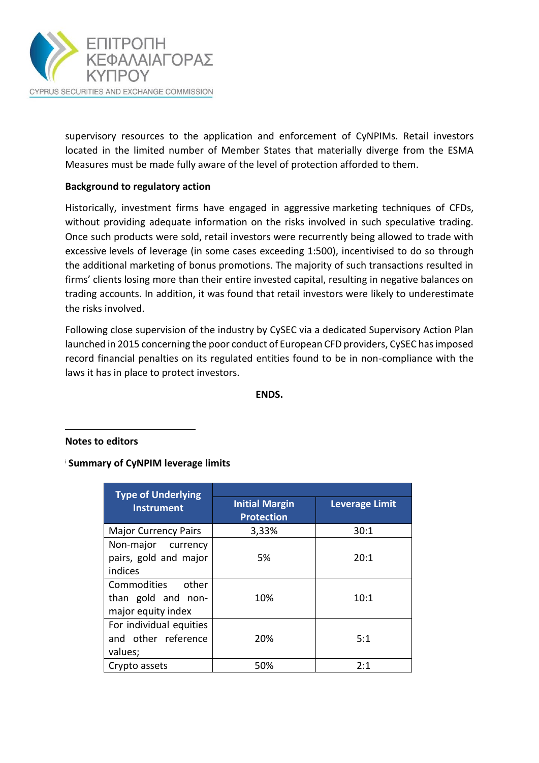supervisory resources to the application and enforcement of CyNPIMs. Retail investors located in the limited number of Member States that materially diverge from the ESMA Measures must be made fully aware of the level of protection afforded to them.

**Background to regulatory action**

Historically, investment firms have engaged in aggressive marketing techniques of CFDs, without providing adequate information on the risks involved in such speculative trading. Once such products were sold, retail investors were recurrently being allowed to trade with excessive levels of leverage (in some cases exceeding 1:500), incentivised to do so through the additional marketing of bonus promotions. The majority of such transactions resulted in firms' clients losing more than their entire invested capital, resulting in negative balances on trading accounts. In addition, it was found that retail investors were likely to underestimate the risks involved.

Following close supervision of the industry by CySEC via a dedicated Supervisory Action Plan launched in 2015 concerning the poor conduct of European CFD providers, CySEC has imposed record financial penalties on its regulated entities found to be in non-compliance with the laws it has in place to protect investors.

**ENDS.**

---

**Notes to editors**

[i] **Summary of CyNPIM leverage limits**

| Type of Underlying Instrument | Initial Margin Protection | Leverage Limit |
|---|---|---|
| Major Currency Pairs | 3,33% | 30:1 |
| Non-major currency pairs, gold and major indices | 5% | 20:1 |
| Commodities other than gold and non-major equity index | 10% | 10:1 |
| For individual equities and other reference values; | 20% | 5:1 |
| Crypto assets | 50% | 2:1 |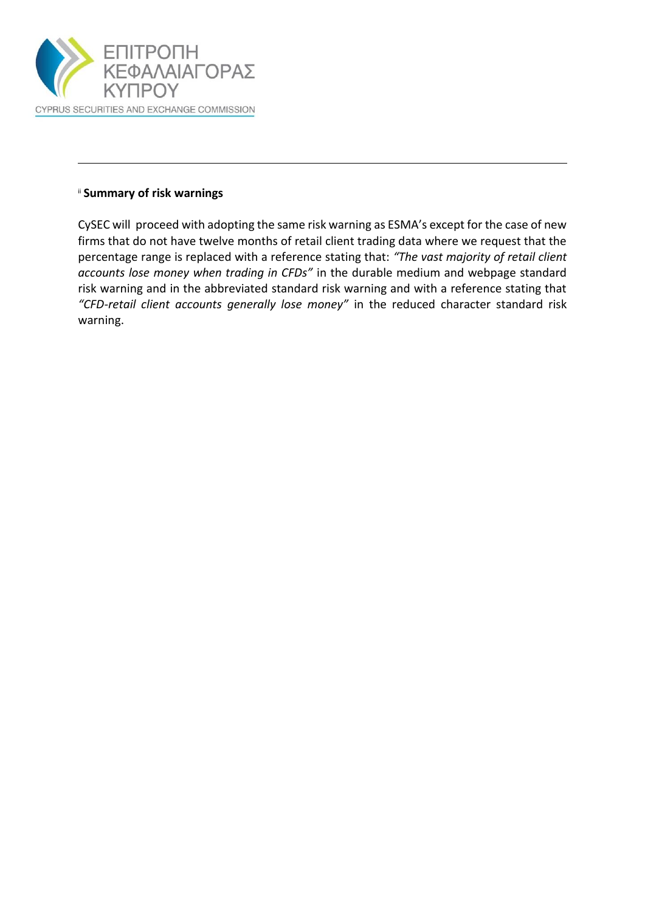[ii] **Summary of risk warnings**

CySEC will proceed with adopting the same risk warning as ESMA's except for the case of new firms that do not have twelve months of retail client trading data where we request that the percentage range is replaced with a reference stating that: *"The vast majority of retail client accounts lose money when trading in CFDs"* in the durable medium and webpage standard risk warning and in the abbreviated standard risk warning and with a reference stating that *"CFD-retail client accounts generally lose money"* in the reduced character standard risk warning.